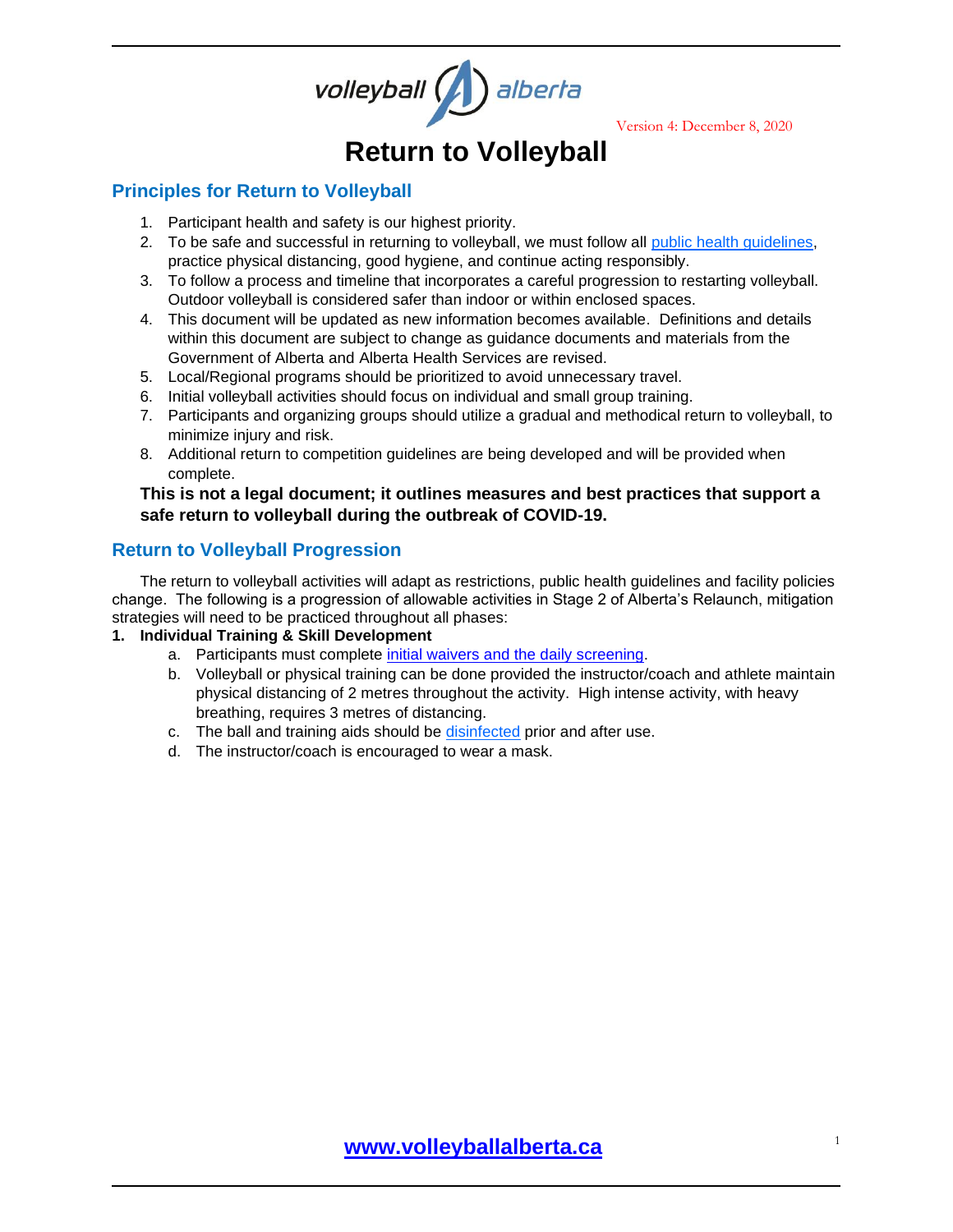volleyball alberta

Version 4: December 8, 2020

# Return to Volleyball

## Principles for Return to Volleyball

1. Participant health and safety is our highest priority.
2. To be safe and successful in returning to volleyball, we must follow all public health guidelines, practice physical distancing, good hygiene, and continue acting responsibly.
3. To follow a process and timeline that incorporates a careful progression to restarting volleyball. Outdoor volleyball is considered safer than indoor or within enclosed spaces.
4. This document will be updated as new information becomes available. Definitions and details within this document are subject to change as guidance documents and materials from the Government of Alberta and Alberta Health Services are revised.
5. Local/Regional programs should be prioritized to avoid unnecessary travel.
6. Initial volleyball activities should focus on individual and small group training.
7. Participants and organizing groups should utilize a gradual and methodical return to volleyball, to minimize injury and risk.
8. Additional return to competition guidelines are being developed and will be provided when complete.

**This is not a legal document; it outlines measures and best practices that support a safe return to volleyball during the outbreak of COVID-19.**

## Return to Volleyball Progression

The return to volleyball activities will adapt as restrictions, public health guidelines and facility policies change. The following is a progression of allowable activities in Stage 2 of Alberta's Relaunch, mitigation strategies will need to be practiced throughout all phases:

**1. Individual Training & Skill Development**

a. Participants must complete initial waivers and the daily screening.
b. Volleyball or physical training can be done provided the instructor/coach and athlete maintain physical distancing of 2 metres throughout the activity. High intense activity, with heavy breathing, requires 3 metres of distancing.
c. The ball and training aids should be disinfected prior and after use.
d. The instructor/coach is encouraged to wear a mask.

**www.volleyballalberta.ca**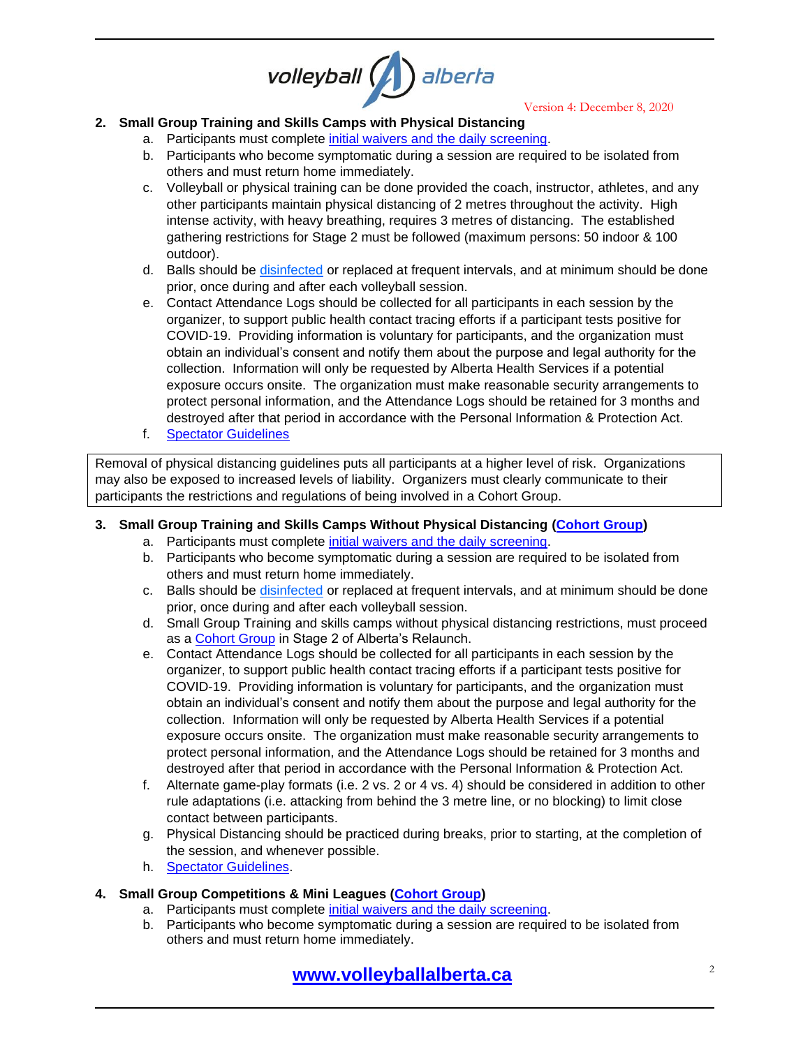**2. Small Group Training and Skills Camps with Physical Distancing**

a. Participants must complete initial waivers and the daily screening.

b. Participants who become symptomatic during a session are required to be isolated from others and must return home immediately.

c. Volleyball or physical training can be done provided the coach, instructor, athletes, and any other participants maintain physical distancing of 2 metres throughout the activity. High intense activity, with heavy breathing, requires 3 metres of distancing. The established gathering restrictions for Stage 2 must be followed (maximum persons: 50 indoor & 100 outdoor).

d. Balls should be disinfected or replaced at frequent intervals, and at minimum should be done prior, once during and after each volleyball session.

e. Contact Attendance Logs should be collected for all participants in each session by the organizer, to support public health contact tracing efforts if a participant tests positive for COVID-19. Providing information is voluntary for participants, and the organization must obtain an individual's consent and notify them about the purpose and legal authority for the collection. Information will only be requested by Alberta Health Services if a potential exposure occurs onsite. The organization must make reasonable security arrangements to protect personal information, and the Attendance Logs should be retained for 3 months and destroyed after that period in accordance with the Personal Information & Protection Act.

f. Spectator Guidelines

Removal of physical distancing guidelines puts all participants at a higher level of risk. Organizations may also be exposed to increased levels of liability. Organizers must clearly communicate to their participants the restrictions and regulations of being involved in a Cohort Group.

**3. Small Group Training and Skills Camps Without Physical Distancing (Cohort Group)**

a. Participants must complete initial waivers and the daily screening.

b. Participants who become symptomatic during a session are required to be isolated from others and must return home immediately.

c. Balls should be disinfected or replaced at frequent intervals, and at minimum should be done prior, once during and after each volleyball session.

d. Small Group Training and skills camps without physical distancing restrictions, must proceed as a Cohort Group in Stage 2 of Alberta's Relaunch.

e. Contact Attendance Logs should be collected for all participants in each session by the organizer, to support public health contact tracing efforts if a participant tests positive for COVID-19. Providing information is voluntary for participants, and the organization must obtain an individual's consent and notify them about the purpose and legal authority for the collection. Information will only be requested by Alberta Health Services if a potential exposure occurs onsite. The organization must make reasonable security arrangements to protect personal information, and the Attendance Logs should be retained for 3 months and destroyed after that period in accordance with the Personal Information & Protection Act.

f. Alternate game-play formats (i.e. 2 vs. 2 or 4 vs. 4) should be considered in addition to other rule adaptations (i.e. attacking from behind the 3 metre line, or no blocking) to limit close contact between participants.

g. Physical Distancing should be practiced during breaks, prior to starting, at the completion of the session, and whenever possible.

h. Spectator Guidelines.

**4. Small Group Competitions & Mini Leagues (Cohort Group)**

a. Participants must complete initial waivers and the daily screening.

b. Participants who become symptomatic during a session are required to be isolated from others and must return home immediately.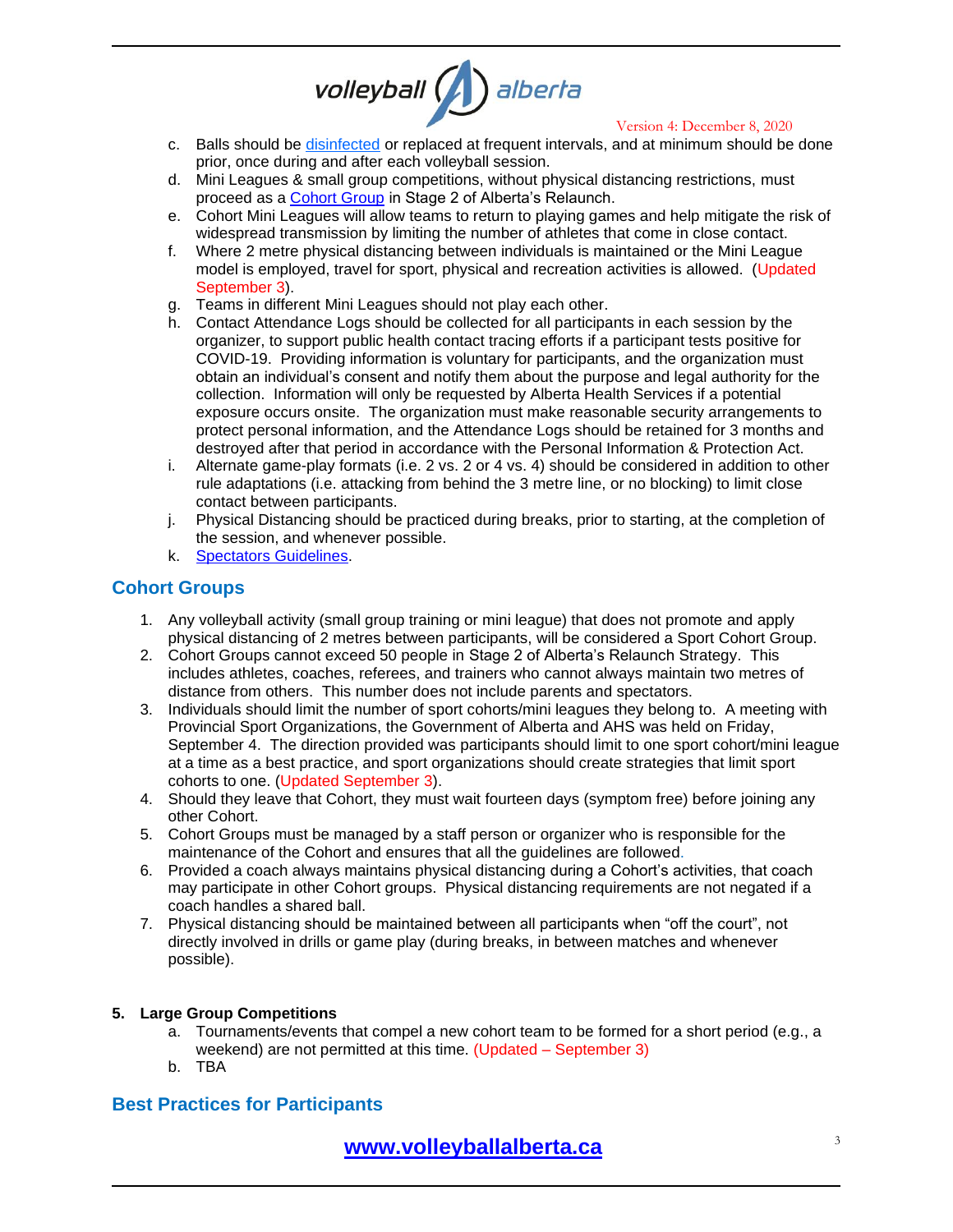c. Balls should be disinfected or replaced at frequent intervals, and at minimum should be done prior, once during and after each volleyball session.
d. Mini Leagues & small group competitions, without physical distancing restrictions, must proceed as a Cohort Group in Stage 2 of Alberta's Relaunch.
e. Cohort Mini Leagues will allow teams to return to playing games and help mitigate the risk of widespread transmission by limiting the number of athletes that come in close contact.
f. Where 2 metre physical distancing between individuals is maintained or the Mini League model is employed, travel for sport, physical and recreation activities is allowed. (Updated September 3).
g. Teams in different Mini Leagues should not play each other.
h. Contact Attendance Logs should be collected for all participants in each session by the organizer, to support public health contact tracing efforts if a participant tests positive for COVID-19. Providing information is voluntary for participants, and the organization must obtain an individual's consent and notify them about the purpose and legal authority for the collection. Information will only be requested by Alberta Health Services if a potential exposure occurs onsite. The organization must make reasonable security arrangements to protect personal information, and the Attendance Logs should be retained for 3 months and destroyed after that period in accordance with the Personal Information & Protection Act.
i. Alternate game-play formats (i.e. 2 vs. 2 or 4 vs. 4) should be considered in addition to other rule adaptations (i.e. attacking from behind the 3 metre line, or no blocking) to limit close contact between participants.
j. Physical Distancing should be practiced during breaks, prior to starting, at the completion of the session, and whenever possible.
k. Spectators Guidelines.

## Cohort Groups

1. Any volleyball activity (small group training or mini league) that does not promote and apply physical distancing of 2 metres between participants, will be considered a Sport Cohort Group.
2. Cohort Groups cannot exceed 50 people in Stage 2 of Alberta's Relaunch Strategy. This includes athletes, coaches, referees, and trainers who cannot always maintain two metres of distance from others. This number does not include parents and spectators.
3. Individuals should limit the number of sport cohorts/mini leagues they belong to. A meeting with Provincial Sport Organizations, the Government of Alberta and AHS was held on Friday, September 4. The direction provided was participants should limit to one sport cohort/mini league at a time as a best practice, and sport organizations should create strategies that limit sport cohorts to one. (Updated September 3).
4. Should they leave that Cohort, they must wait fourteen days (symptom free) before joining any other Cohort.
5. Cohort Groups must be managed by a staff person or organizer who is responsible for the maintenance of the Cohort and ensures that all the guidelines are followed.
6. Provided a coach always maintains physical distancing during a Cohort's activities, that coach may participate in other Cohort groups. Physical distancing requirements are not negated if a coach handles a shared ball.
7. Physical distancing should be maintained between all participants when "off the court", not directly involved in drills or game play (during breaks, in between matches and whenever possible).

**5. Large Group Competitions**

a. Tournaments/events that compel a new cohort team to be formed for a short period (e.g., a weekend) are not permitted at this time. (Updated – September 3)
b. TBA

## Best Practices for Participants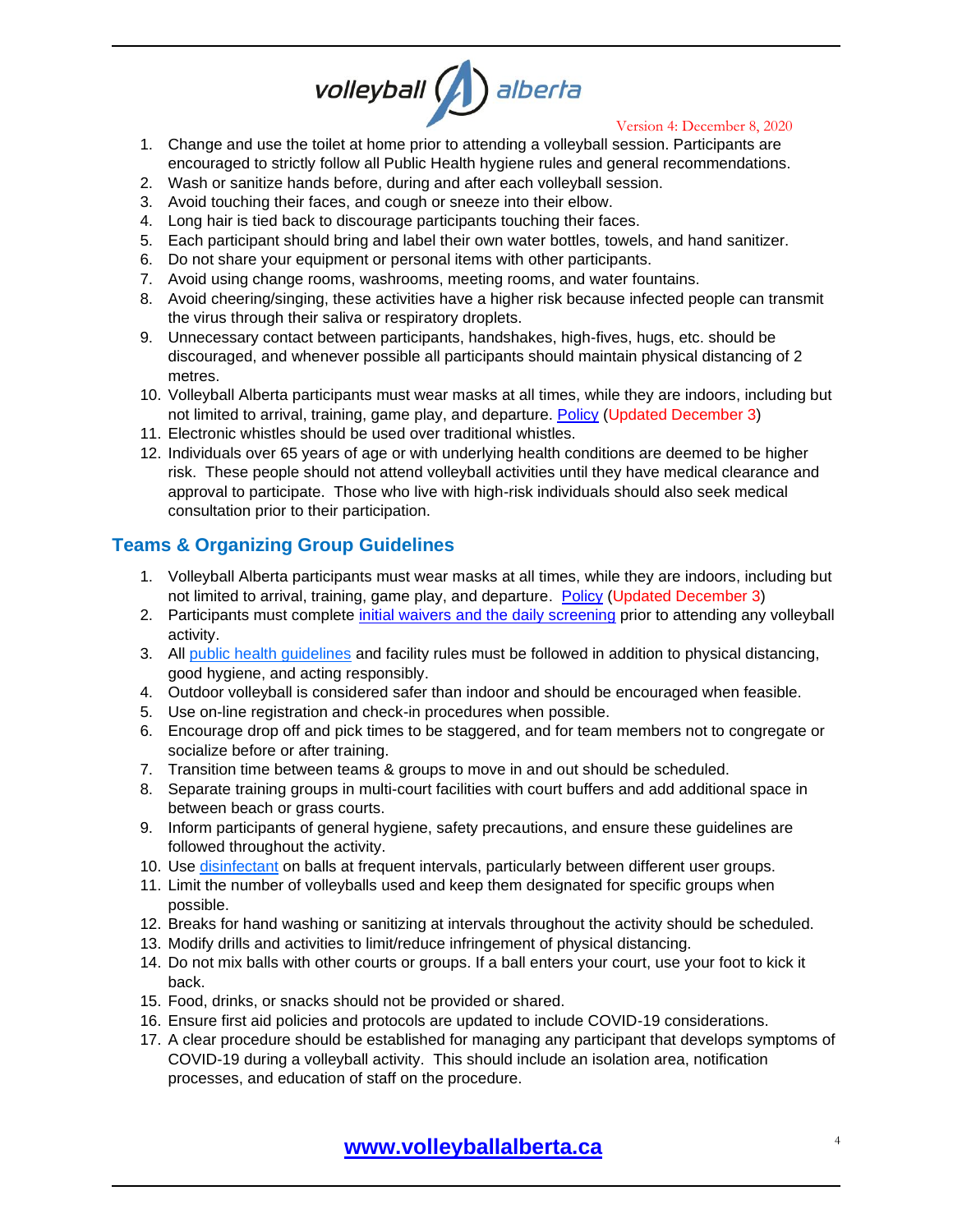Version 4: December 8, 2020

1. Change and use the toilet at home prior to attending a volleyball session. Participants are encouraged to strictly follow all Public Health hygiene rules and general recommendations.
2. Wash or sanitize hands before, during and after each volleyball session.
3. Avoid touching their faces, and cough or sneeze into their elbow.
4. Long hair is tied back to discourage participants touching their faces.
5. Each participant should bring and label their own water bottles, towels, and hand sanitizer.
6. Do not share your equipment or personal items with other participants.
7. Avoid using change rooms, washrooms, meeting rooms, and water fountains.
8. Avoid cheering/singing, these activities have a higher risk because infected people can transmit the virus through their saliva or respiratory droplets.
9. Unnecessary contact between participants, handshakes, high-fives, hugs, etc. should be discouraged, and whenever possible all participants should maintain physical distancing of 2 metres.
10. Volleyball Alberta participants must wear masks at all times, while they are indoors, including but not limited to arrival, training, game play, and departure. Policy (Updated December 3)
11. Electronic whistles should be used over traditional whistles.
12. Individuals over 65 years of age or with underlying health conditions are deemed to be higher risk. These people should not attend volleyball activities until they have medical clearance and approval to participate. Those who live with high-risk individuals should also seek medical consultation prior to their participation.

## Teams & Organizing Group Guidelines

1. Volleyball Alberta participants must wear masks at all times, while they are indoors, including but not limited to arrival, training, game play, and departure. Policy (Updated December 3)
2. Participants must complete initial waivers and the daily screening prior to attending any volleyball activity.
3. All public health guidelines and facility rules must be followed in addition to physical distancing, good hygiene, and acting responsibly.
4. Outdoor volleyball is considered safer than indoor and should be encouraged when feasible.
5. Use on-line registration and check-in procedures when possible.
6. Encourage drop off and pick times to be staggered, and for team members not to congregate or socialize before or after training.
7. Transition time between teams & groups to move in and out should be scheduled.
8. Separate training groups in multi-court facilities with court buffers and add additional space in between beach or grass courts.
9. Inform participants of general hygiene, safety precautions, and ensure these guidelines are followed throughout the activity.
10. Use disinfectant on balls at frequent intervals, particularly between different user groups.
11. Limit the number of volleyballs used and keep them designated for specific groups when possible.
12. Breaks for hand washing or sanitizing at intervals throughout the activity should be scheduled.
13. Modify drills and activities to limit/reduce infringement of physical distancing.
14. Do not mix balls with other courts or groups. If a ball enters your court, use your foot to kick it back.
15. Food, drinks, or snacks should not be provided or shared.
16. Ensure first aid policies and protocols are updated to include COVID-19 considerations.
17. A clear procedure should be established for managing any participant that develops symptoms of COVID-19 during a volleyball activity. This should include an isolation area, notification processes, and education of staff on the procedure.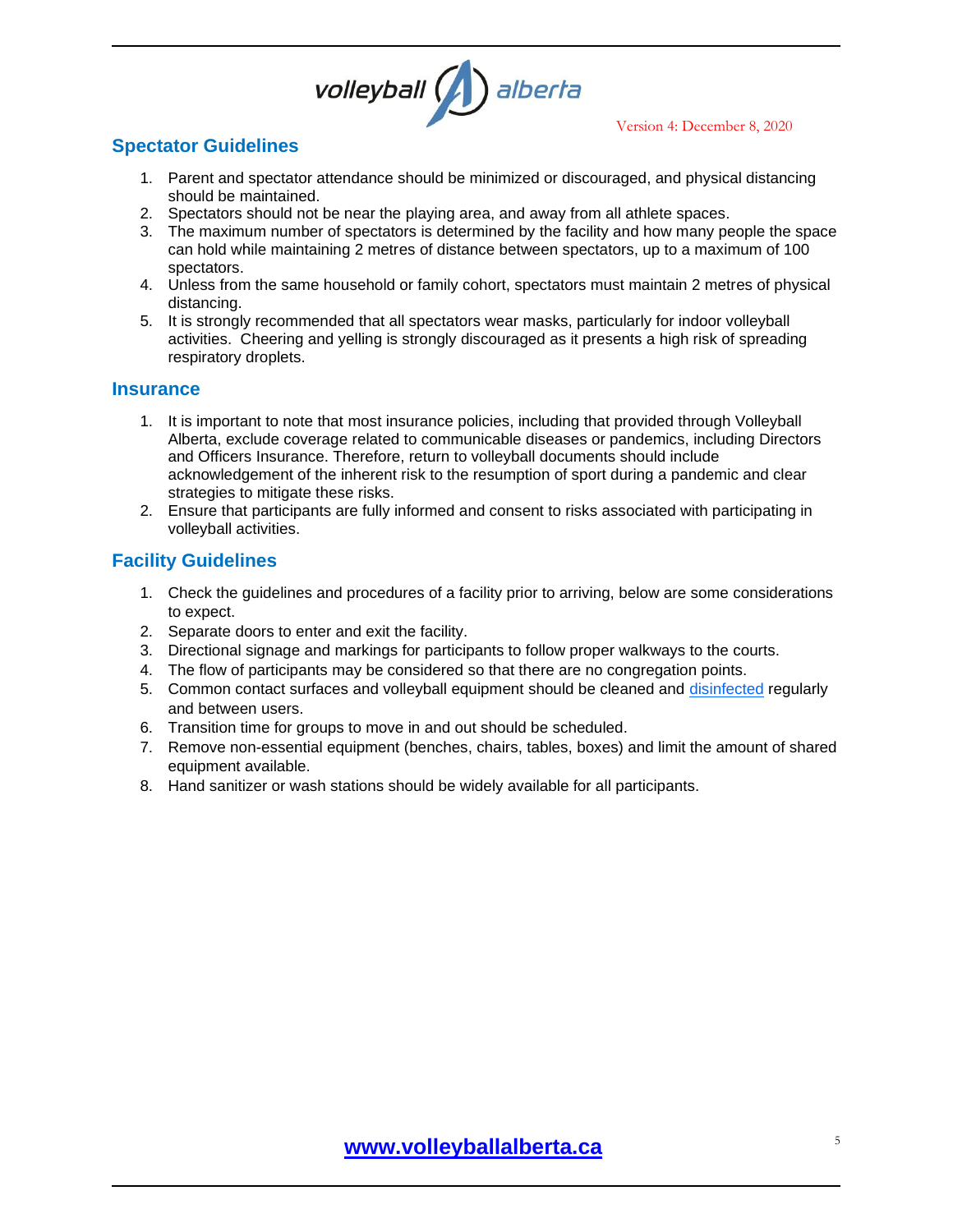## Spectator Guidelines

1. Parent and spectator attendance should be minimized or discouraged, and physical distancing should be maintained.
2. Spectators should not be near the playing area, and away from all athlete spaces.
3. The maximum number of spectators is determined by the facility and how many people the space can hold while maintaining 2 metres of distance between spectators, up to a maximum of 100 spectators.
4. Unless from the same household or family cohort, spectators must maintain 2 metres of physical distancing.
5. It is strongly recommended that all spectators wear masks, particularly for indoor volleyball activities. Cheering and yelling is strongly discouraged as it presents a high risk of spreading respiratory droplets.

## Insurance

1. It is important to note that most insurance policies, including that provided through Volleyball Alberta, exclude coverage related to communicable diseases or pandemics, including Directors and Officers Insurance. Therefore, return to volleyball documents should include acknowledgement of the inherent risk to the resumption of sport during a pandemic and clear strategies to mitigate these risks.
2. Ensure that participants are fully informed and consent to risks associated with participating in volleyball activities.

## Facility Guidelines

1. Check the guidelines and procedures of a facility prior to arriving, below are some considerations to expect.
2. Separate doors to enter and exit the facility.
3. Directional signage and markings for participants to follow proper walkways to the courts.
4. The flow of participants may be considered so that there are no congregation points.
5. Common contact surfaces and volleyball equipment should be cleaned and disinfected regularly and between users.
6. Transition time for groups to move in and out should be scheduled.
7. Remove non-essential equipment (benches, chairs, tables, boxes) and limit the amount of shared equipment available.
8. Hand sanitizer or wash stations should be widely available for all participants.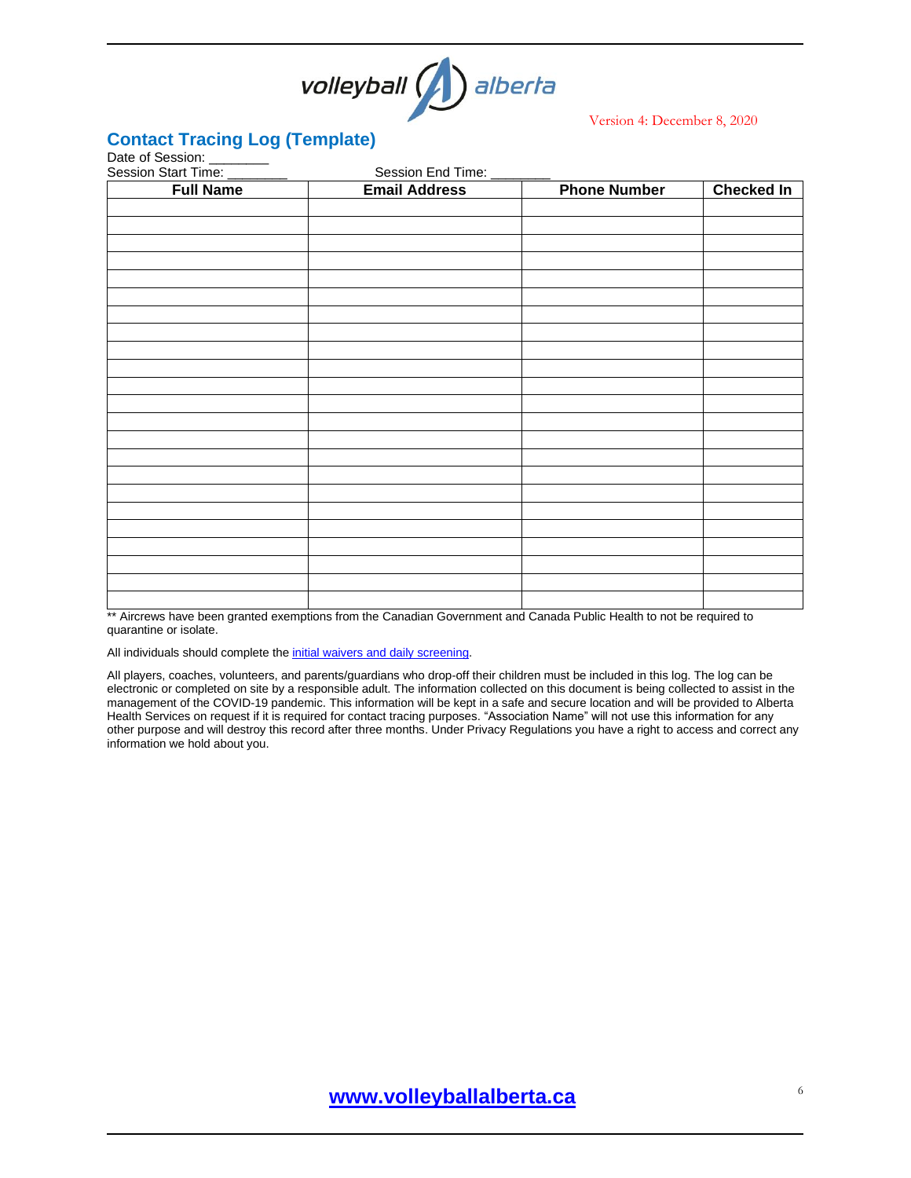Version 4: December 8, 2020

## Contact Tracing Log (Template)

Date of Session: ________
Session Start Time: ________ Session End Time: ________

| Full Name | Email Address | Phone Number | Checked In |
|---|---|---|---|
| | | | |
| | | | |
| | | | |
| | | | |
| | | | |
| | | | |
| | | | |
| | | | |
| | | | |
| | | | |
| | | | |
| | | | |
| | | | |
| | | | |
| | | | |
| | | | |
| | | | |
| | | | |
| | | | |
| | | | |
| | | | |
| | | | |
| | | | |

** Aircrews have been granted exemptions from the Canadian Government and Canada Public Health to not be required to quarantine or isolate.

All individuals should complete the [initial waivers and daily screening](initial waivers and daily screening).

All players, coaches, volunteers, and parents/guardians who drop-off their children must be included in this log. The log can be electronic or completed on site by a responsible adult. The information collected on this document is being collected to assist in the management of the COVID-19 pandemic. This information will be kept in a safe and secure location and will be provided to Alberta Health Services on request if it is required for contact tracing purposes. "Association Name" will not use this information for any other purpose and will destroy this record after three months. Under Privacy Regulations you have a right to access and correct any information we hold about you.

**www.volleyballalberta.ca**